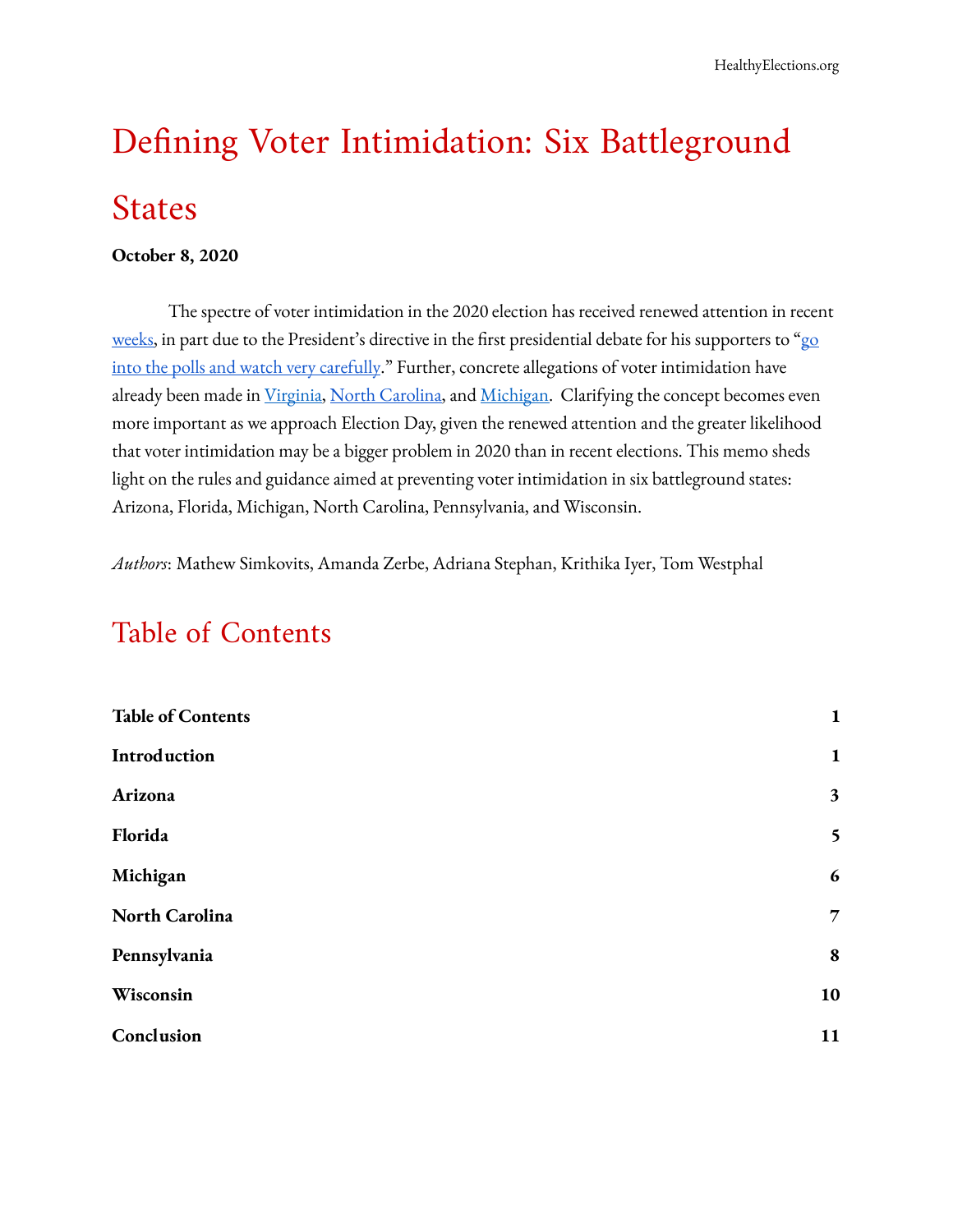# Defining Voter Intimidation: Six Battleground States

**October 8, 2020**

The spectre of voter intimidation in the 2020 election has received renewed attention in recent weeks, in part due to the President's directive in the first presidential debate for his supporters to "go into the polls and watch very carefully." Further, concrete allegations of voter intimidation have already been made in Virginia, North Carolina, and Michigan. Clarifying the concept becomes even more important as we approach Election Day, given the renewed attention and the greater likelihood that voter intimidation may be a bigger problem in 2020 than in recent elections. This memo sheds light on the rules and guidance aimed at preventing voter intimidation in six battleground states: Arizona, Florida, Michigan, North Carolina, Pennsylvania, and Wisconsin.

*Authors*: Mathew Simkovits, Amanda Zerbe, Adriana Stephan, Krithika Iyer, Tom Westphal

## Table of Contents

| | |
|---|---|
| **Table of Contents** | **1** |
| **Introduction** | **1** |
| **Arizona** | **3** |
| **Florida** | **5** |
| **Michigan** | **6** |
| **North Carolina** | **7** |
| **Pennsylvania** | **8** |
| **Wisconsin** | **10** |
| **Conclusion** | **11** |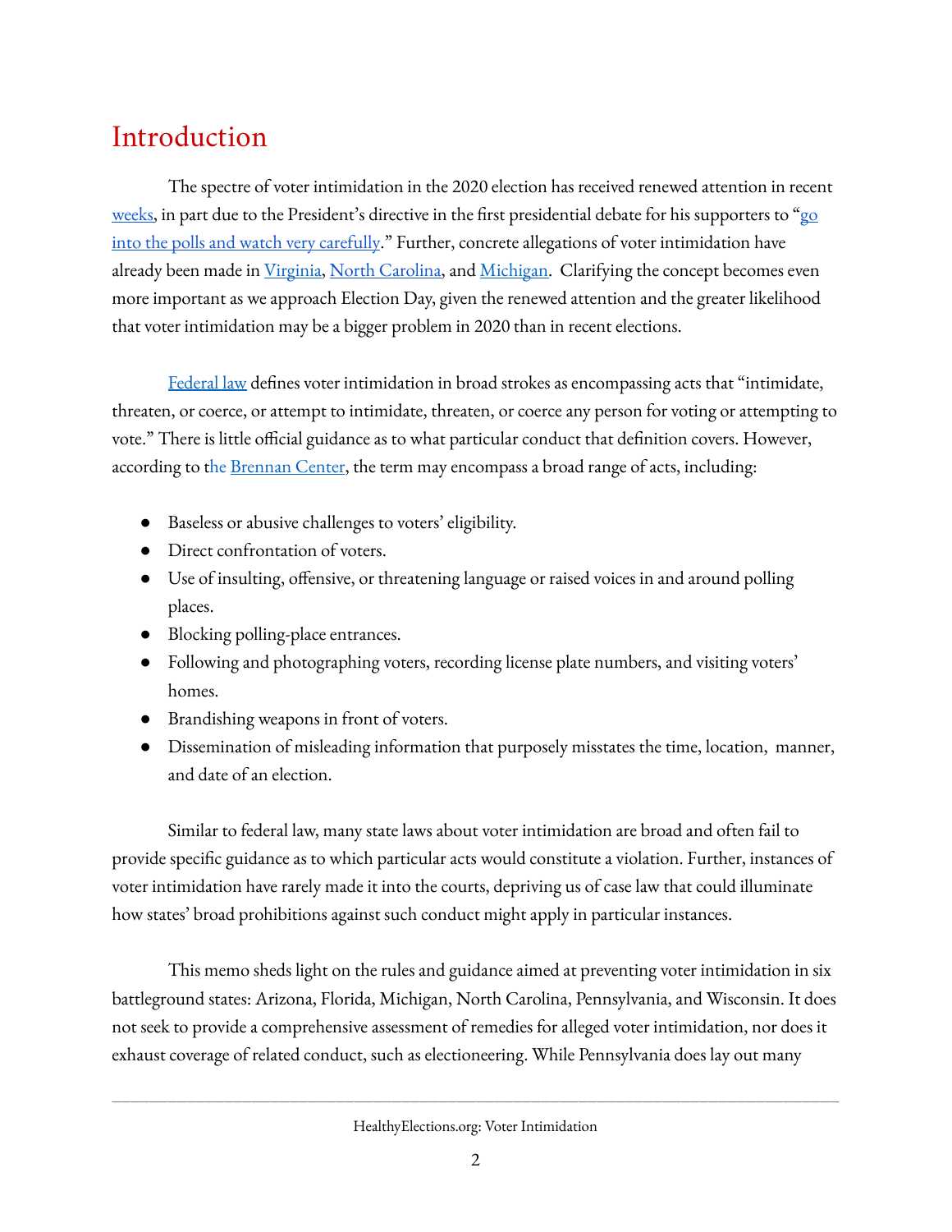# Introduction

The spectre of voter intimidation in the 2020 election has received renewed attention in recent weeks, in part due to the President's directive in the first presidential debate for his supporters to "go into the polls and watch very carefully." Further, concrete allegations of voter intimidation have already been made in Virginia, North Carolina, and Michigan. Clarifying the concept becomes even more important as we approach Election Day, given the renewed attention and the greater likelihood that voter intimidation may be a bigger problem in 2020 than in recent elections.

Federal law defines voter intimidation in broad strokes as encompassing acts that "intimidate, threaten, or coerce, or attempt to intimidate, threaten, or coerce any person for voting or attempting to vote." There is little official guidance as to what particular conduct that definition covers. However, according to the Brennan Center, the term may encompass a broad range of acts, including:

- Baseless or abusive challenges to voters' eligibility.
- Direct confrontation of voters.
- Use of insulting, offensive, or threatening language or raised voices in and around polling places.
- Blocking polling-place entrances.
- Following and photographing voters, recording license plate numbers, and visiting voters' homes.
- Brandishing weapons in front of voters.
- Dissemination of misleading information that purposely misstates the time, location, manner, and date of an election.

Similar to federal law, many state laws about voter intimidation are broad and often fail to provide specific guidance as to which particular acts would constitute a violation. Further, instances of voter intimidation have rarely made it into the courts, depriving us of case law that could illuminate how states' broad prohibitions against such conduct might apply in particular instances.

This memo sheds light on the rules and guidance aimed at preventing voter intimidation in six battleground states: Arizona, Florida, Michigan, North Carolina, Pennsylvania, and Wisconsin. It does not seek to provide a comprehensive assessment of remedies for alleged voter intimidation, nor does it exhaust coverage of related conduct, such as electioneering. While Pennsylvania does lay out many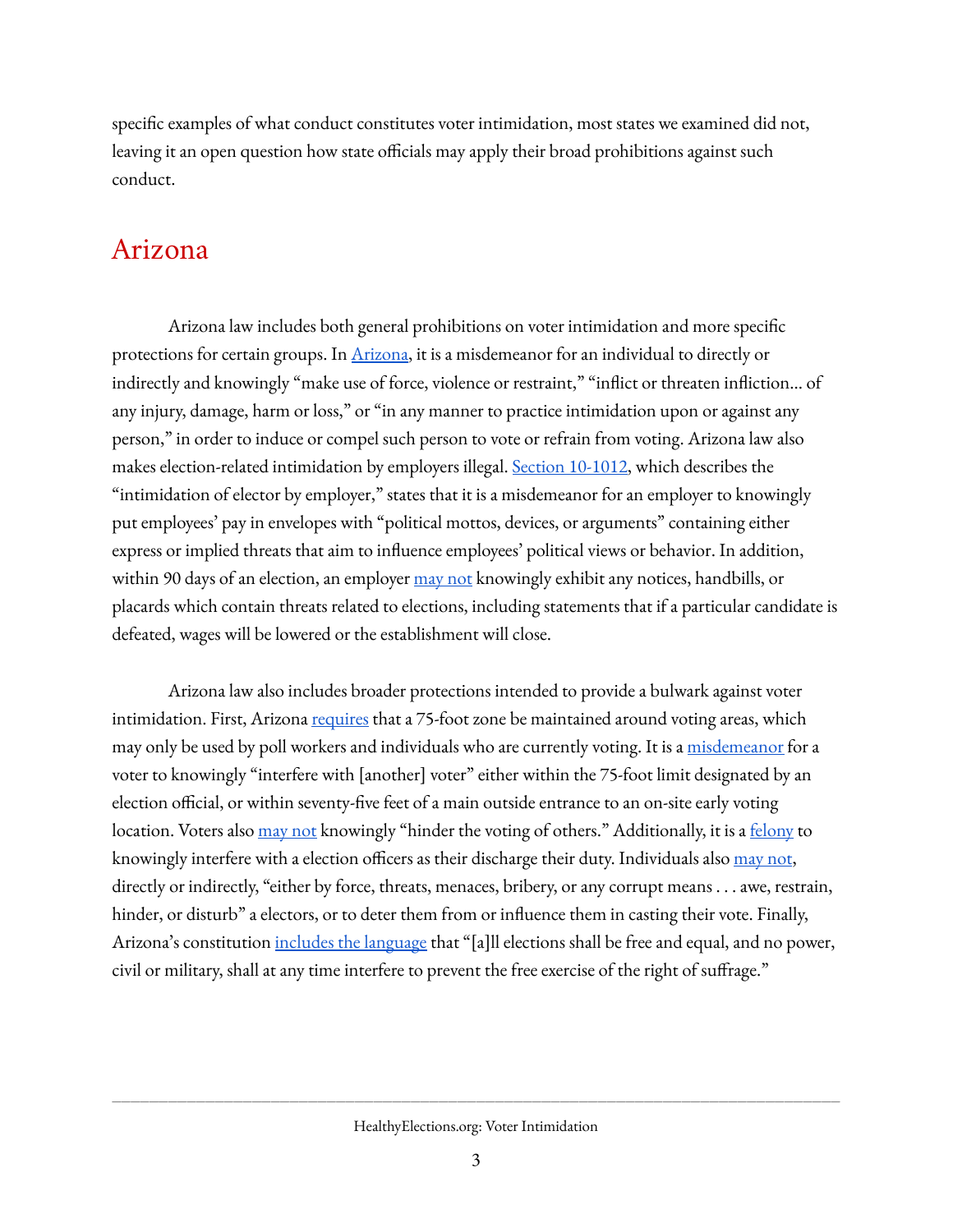specific examples of what conduct constitutes voter intimidation, most states we examined did not, leaving it an open question how state officials may apply their broad prohibitions against such conduct.

## Arizona

Arizona law includes both general prohibitions on voter intimidation and more specific protections for certain groups. In Arizona, it is a misdemeanor for an individual to directly or indirectly and knowingly "make use of force, violence or restraint," "inflict or threaten infliction... of any injury, damage, harm or loss," or "in any manner to practice intimidation upon or against any person," in order to induce or compel such person to vote or refrain from voting. Arizona law also makes election-related intimidation by employers illegal. Section 10-1012, which describes the "intimidation of elector by employer," states that it is a misdemeanor for an employer to knowingly put employees' pay in envelopes with "political mottos, devices, or arguments" containing either express or implied threats that aim to influence employees' political views or behavior. In addition, within 90 days of an election, an employer may not knowingly exhibit any notices, handbills, or placards which contain threats related to elections, including statements that if a particular candidate is defeated, wages will be lowered or the establishment will close.

Arizona law also includes broader protections intended to provide a bulwark against voter intimidation. First, Arizona requires that a 75-foot zone be maintained around voting areas, which may only be used by poll workers and individuals who are currently voting. It is a misdemeanor for a voter to knowingly "interfere with [another] voter" either within the 75-foot limit designated by an election official, or within seventy-five feet of a main outside entrance to an on-site early voting location. Voters also may not knowingly "hinder the voting of others." Additionally, it is a felony to knowingly interfere with a election officers as their discharge their duty. Individuals also may not, directly or indirectly, "either by force, threats, menaces, bribery, or any corrupt means . . . awe, restrain, hinder, or disturb" a electors, or to deter them from or influence them in casting their vote. Finally, Arizona's constitution includes the language that "[a]ll elections shall be free and equal, and no power, civil or military, shall at any time interfere to prevent the free exercise of the right of suffrage."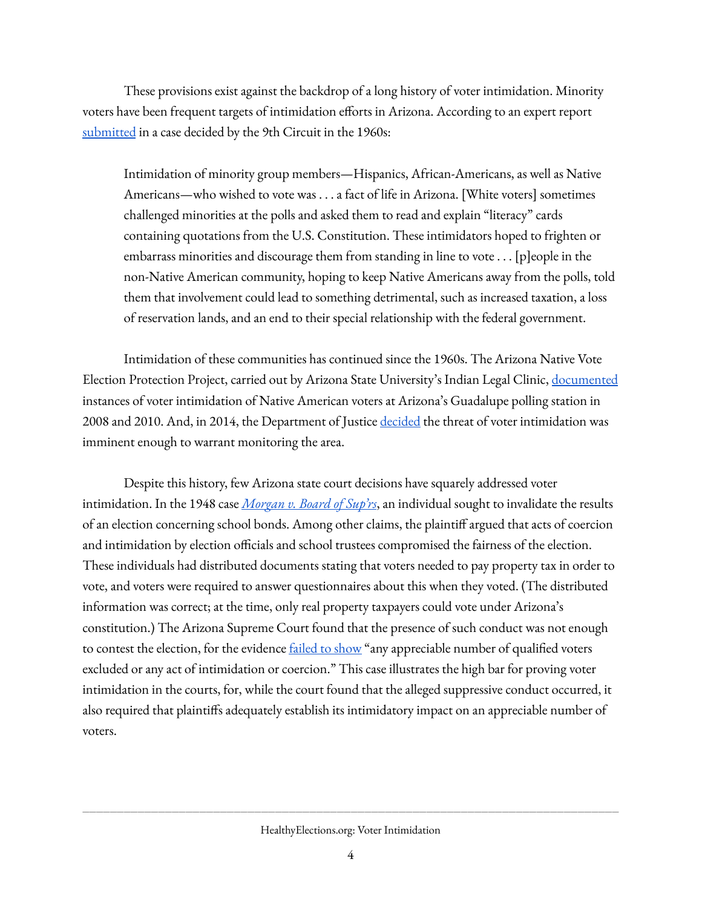These provisions exist against the backdrop of a long history of voter intimidation. Minority voters have been frequent targets of intimidation efforts in Arizona. According to an expert report submitted in a case decided by the 9th Circuit in the 1960s:

> Intimidation of minority group members—Hispanics, African-Americans, as well as Native Americans—who wished to vote was . . . a fact of life in Arizona. [White voters] sometimes challenged minorities at the polls and asked them to read and explain "literacy" cards containing quotations from the U.S. Constitution. These intimidators hoped to frighten or embarrass minorities and discourage them from standing in line to vote . . . [p]eople in the non-Native American community, hoping to keep Native Americans away from the polls, told them that involvement could lead to something detrimental, such as increased taxation, a loss of reservation lands, and an end to their special relationship with the federal government.

Intimidation of these communities has continued since the 1960s. The Arizona Native Vote Election Protection Project, carried out by Arizona State University's Indian Legal Clinic, documented instances of voter intimidation of Native American voters at Arizona's Guadalupe polling station in 2008 and 2010. And, in 2014, the Department of Justice decided the threat of voter intimidation was imminent enough to warrant monitoring the area.

Despite this history, few Arizona state court decisions have squarely addressed voter intimidation. In the 1948 case *Morgan v. Board of Sup'rs*, an individual sought to invalidate the results of an election concerning school bonds. Among other claims, the plaintiff argued that acts of coercion and intimidation by election officials and school trustees compromised the fairness of the election. These individuals had distributed documents stating that voters needed to pay property tax in order to vote, and voters were required to answer questionnaires about this when they voted. (The distributed information was correct; at the time, only real property taxpayers could vote under Arizona's constitution.) The Arizona Supreme Court found that the presence of such conduct was not enough to contest the election, for the evidence failed to show "any appreciable number of qualified voters excluded or any act of intimidation or coercion." This case illustrates the high bar for proving voter intimidation in the courts, for, while the court found that the alleged suppressive conduct occurred, it also required that plaintiffs adequately establish its intimidatory impact on an appreciable number of voters.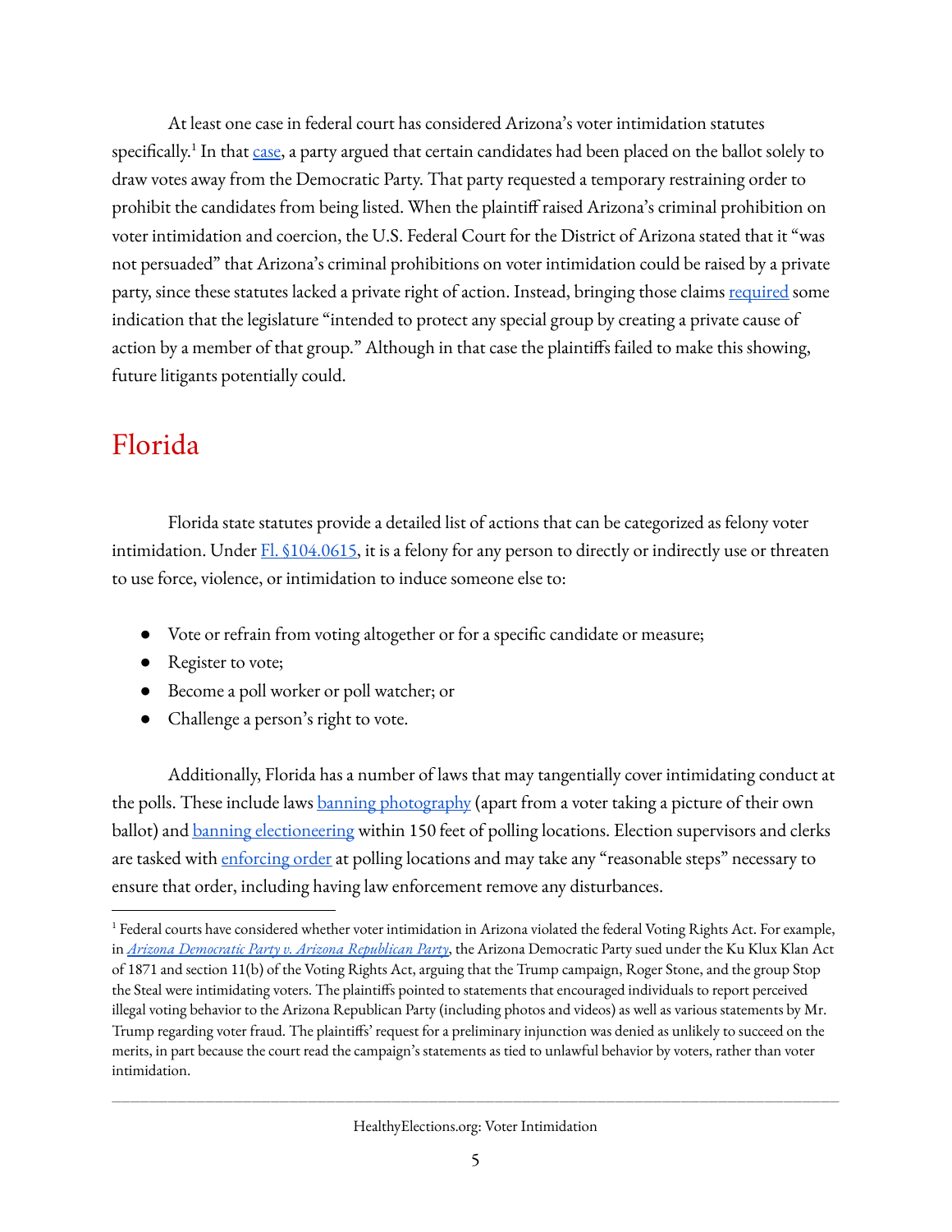At least one case in federal court has considered Arizona's voter intimidation statutes specifically.[1] In that case, a party argued that certain candidates had been placed on the ballot solely to draw votes away from the Democratic Party. That party requested a temporary restraining order to prohibit the candidates from being listed. When the plaintiff raised Arizona's criminal prohibition on voter intimidation and coercion, the U.S. Federal Court for the District of Arizona stated that it "was not persuaded" that Arizona's criminal prohibitions on voter intimidation could be raised by a private party, since these statutes lacked a private right of action. Instead, bringing those claims required some indication that the legislature "intended to protect any special group by creating a private cause of action by a member of that group." Although in that case the plaintiffs failed to make this showing, future litigants potentially could.

## Florida

Florida state statutes provide a detailed list of actions that can be categorized as felony voter intimidation. Under Fl. §104.0615, it is a felony for any person to directly or indirectly use or threaten to use force, violence, or intimidation to induce someone else to:

- Vote or refrain from voting altogether or for a specific candidate or measure;
- Register to vote;
- Become a poll worker or poll watcher; or
- Challenge a person's right to vote.

Additionally, Florida has a number of laws that may tangentially cover intimidating conduct at the polls. These include laws banning photography (apart from a voter taking a picture of their own ballot) and banning electioneering within 150 feet of polling locations. Election supervisors and clerks are tasked with enforcing order at polling locations and may take any "reasonable steps" necessary to ensure that order, including having law enforcement remove any disturbances.

---

[1] Federal courts have considered whether voter intimidation in Arizona violated the federal Voting Rights Act. For example, in *Arizona Democratic Party v. Arizona Republican Party*, the Arizona Democratic Party sued under the Ku Klux Klan Act of 1871 and section 11(b) of the Voting Rights Act, arguing that the Trump campaign, Roger Stone, and the group Stop the Steal were intimidating voters. The plaintiffs pointed to statements that encouraged individuals to report perceived illegal voting behavior to the Arizona Republican Party (including photos and videos) as well as various statements by Mr. Trump regarding voter fraud. The plaintiffs' request for a preliminary injunction was denied as unlikely to succeed on the merits, in part because the court read the campaign's statements as tied to unlawful behavior by voters, rather than voter intimidation.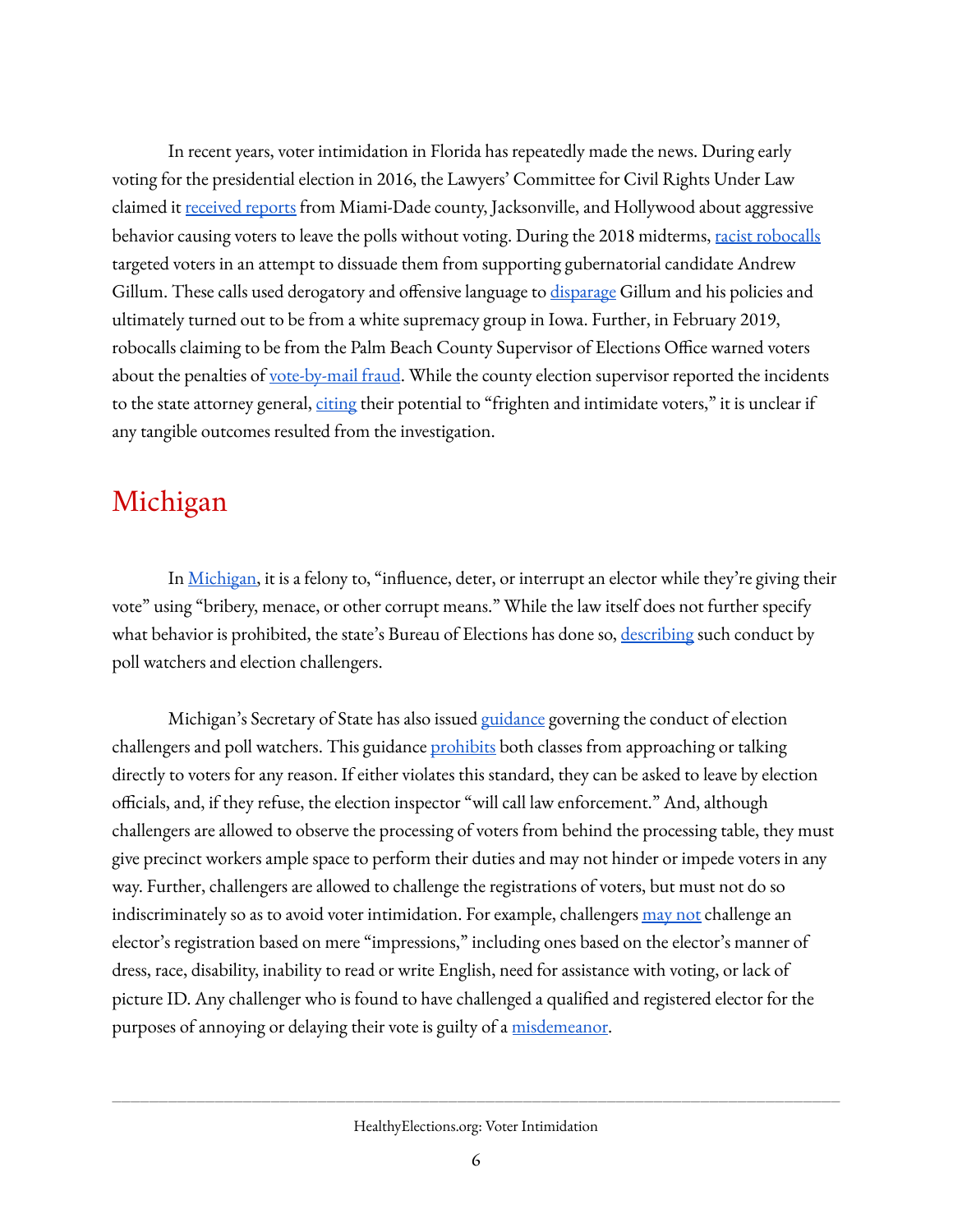In recent years, voter intimidation in Florida has repeatedly made the news. During early voting for the presidential election in 2016, the Lawyers' Committee for Civil Rights Under Law claimed it received reports from Miami-Dade county, Jacksonville, and Hollywood about aggressive behavior causing voters to leave the polls without voting. During the 2018 midterms, racist robocalls targeted voters in an attempt to dissuade them from supporting gubernatorial candidate Andrew Gillum. These calls used derogatory and offensive language to disparage Gillum and his policies and ultimately turned out to be from a white supremacy group in Iowa. Further, in February 2019, robocalls claiming to be from the Palm Beach County Supervisor of Elections Office warned voters about the penalties of vote-by-mail fraud. While the county election supervisor reported the incidents to the state attorney general, citing their potential to "frighten and intimidate voters," it is unclear if any tangible outcomes resulted from the investigation.

## Michigan

In Michigan, it is a felony to, "influence, deter, or interrupt an elector while they're giving their vote" using "bribery, menace, or other corrupt means." While the law itself does not further specify what behavior is prohibited, the state's Bureau of Elections has done so, describing such conduct by poll watchers and election challengers.

Michigan's Secretary of State has also issued guidance governing the conduct of election challengers and poll watchers. This guidance prohibits both classes from approaching or talking directly to voters for any reason. If either violates this standard, they can be asked to leave by election officials, and, if they refuse, the election inspector "will call law enforcement." And, although challengers are allowed to observe the processing of voters from behind the processing table, they must give precinct workers ample space to perform their duties and may not hinder or impede voters in any way. Further, challengers are allowed to challenge the registrations of voters, but must not do so indiscriminately so as to avoid voter intimidation. For example, challengers may not challenge an elector's registration based on mere "impressions," including ones based on the elector's manner of dress, race, disability, inability to read or write English, need for assistance with voting, or lack of picture ID. Any challenger who is found to have challenged a qualified and registered elector for the purposes of annoying or delaying their vote is guilty of a misdemeanor.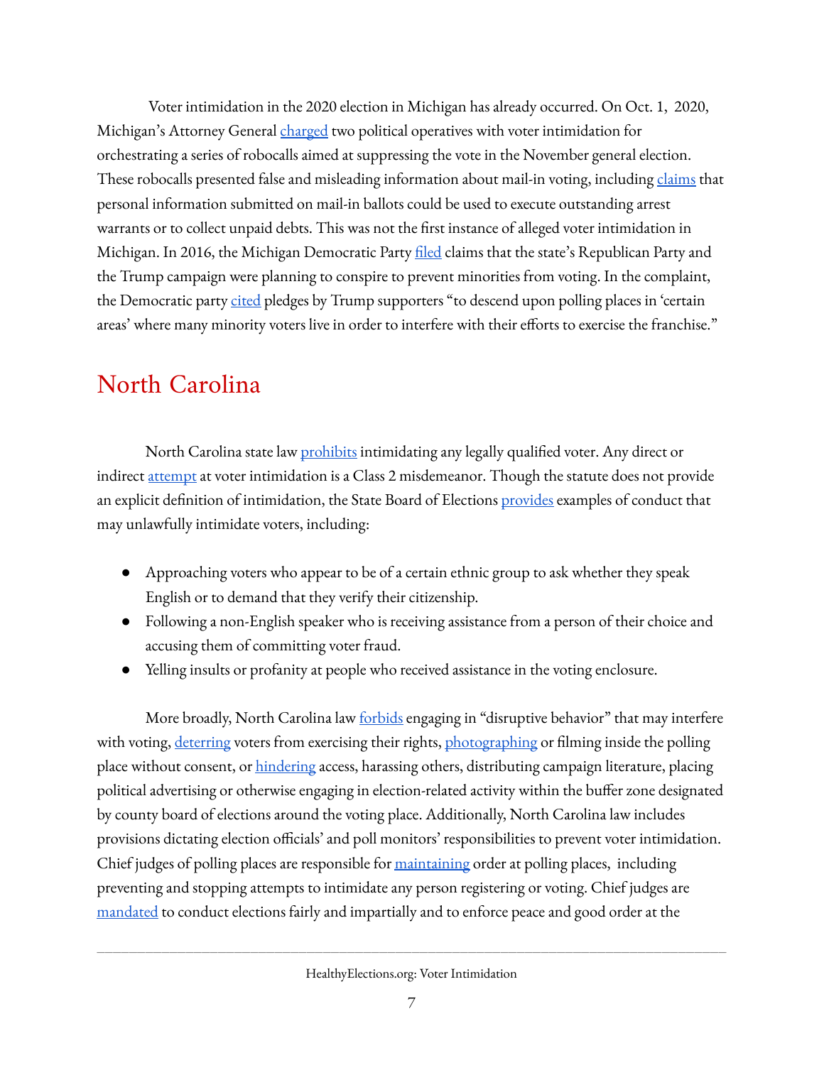Voter intimidation in the 2020 election in Michigan has already occurred. On Oct. 1, 2020, Michigan's Attorney General charged two political operatives with voter intimidation for orchestrating a series of robocalls aimed at suppressing the vote in the November general election. These robocalls presented false and misleading information about mail-in voting, including claims that personal information submitted on mail-in ballots could be used to execute outstanding arrest warrants or to collect unpaid debts. This was not the first instance of alleged voter intimidation in Michigan. In 2016, the Michigan Democratic Party filed claims that the state's Republican Party and the Trump campaign were planning to conspire to prevent minorities from voting. In the complaint, the Democratic party cited pledges by Trump supporters "to descend upon polling places in 'certain areas' where many minority voters live in order to interfere with their efforts to exercise the franchise."

## North Carolina

North Carolina state law prohibits intimidating any legally qualified voter. Any direct or indirect attempt at voter intimidation is a Class 2 misdemeanor. Though the statute does not provide an explicit definition of intimidation, the State Board of Elections provides examples of conduct that may unlawfully intimidate voters, including:

- Approaching voters who appear to be of a certain ethnic group to ask whether they speak English or to demand that they verify their citizenship.
- Following a non-English speaker who is receiving assistance from a person of their choice and accusing them of committing voter fraud.
- Yelling insults or profanity at people who received assistance in the voting enclosure.

More broadly, North Carolina law forbids engaging in "disruptive behavior" that may interfere with voting, deterring voters from exercising their rights, photographing or filming inside the polling place without consent, or hindering access, harassing others, distributing campaign literature, placing political advertising or otherwise engaging in election-related activity within the buffer zone designated by county board of elections around the voting place. Additionally, North Carolina law includes provisions dictating election officials' and poll monitors' responsibilities to prevent voter intimidation. Chief judges of polling places are responsible for maintaining order at polling places, including preventing and stopping attempts to intimidate any person registering or voting. Chief judges are mandated to conduct elections fairly and impartially and to enforce peace and good order at the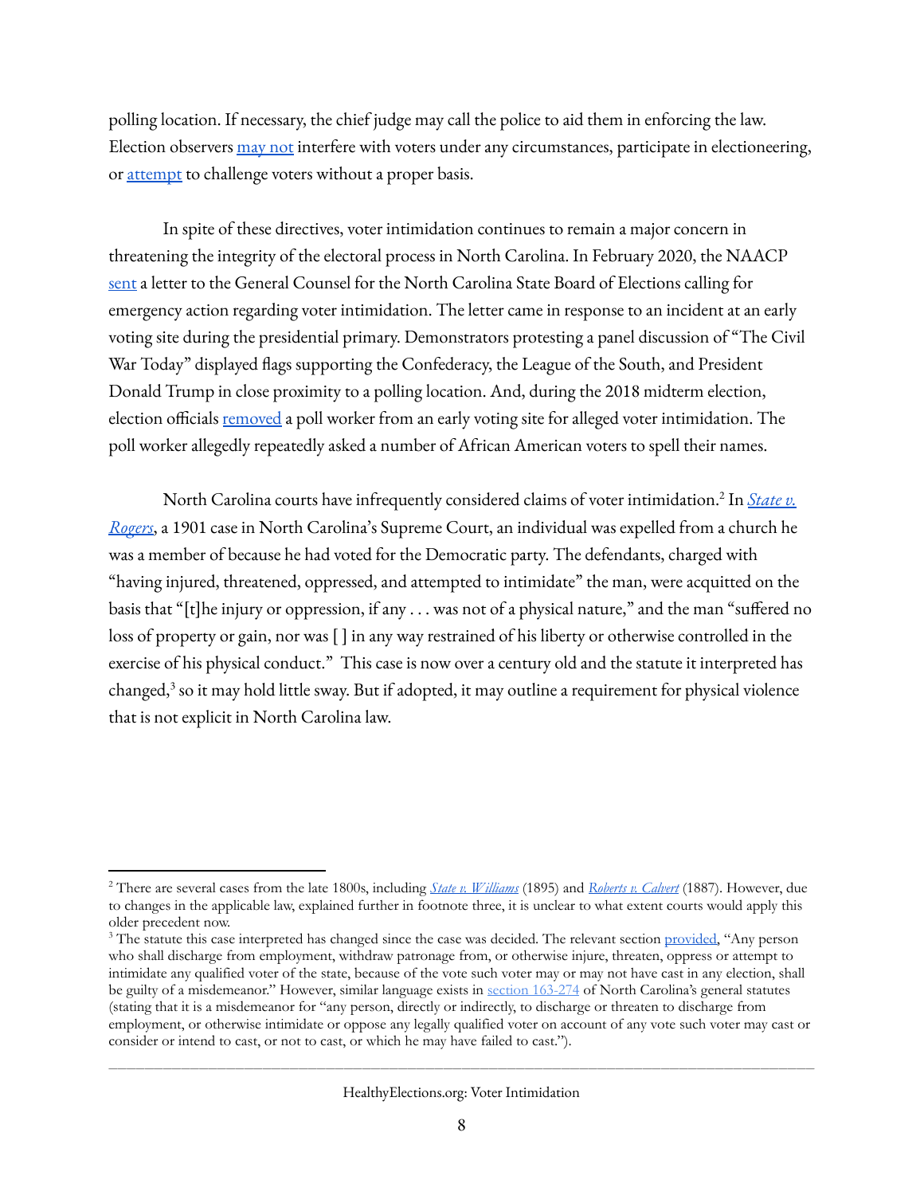polling location. If necessary, the chief judge may call the police to aid them in enforcing the law. Election observers may not interfere with voters under any circumstances, participate in electioneering, or attempt to challenge voters without a proper basis.

In spite of these directives, voter intimidation continues to remain a major concern in threatening the integrity of the electoral process in North Carolina. In February 2020, the NAACP sent a letter to the General Counsel for the North Carolina State Board of Elections calling for emergency action regarding voter intimidation. The letter came in response to an incident at an early voting site during the presidential primary. Demonstrators protesting a panel discussion of "The Civil War Today" displayed flags supporting the Confederacy, the League of the South, and President Donald Trump in close proximity to a polling location. And, during the 2018 midterm election, election officials removed a poll worker from an early voting site for alleged voter intimidation. The poll worker allegedly repeatedly asked a number of African American voters to spell their names.

North Carolina courts have infrequently considered claims of voter intimidation.[2] In *State v. Rogers*, a 1901 case in North Carolina's Supreme Court, an individual was expelled from a church he was a member of because he had voted for the Democratic party. The defendants, charged with "having injured, threatened, oppressed, and attempted to intimidate" the man, were acquitted on the basis that "[t]he injury or oppression, if any . . . was not of a physical nature," and the man "suffered no loss of property or gain, nor was [ ] in any way restrained of his liberty or otherwise controlled in the exercise of his physical conduct." This case is now over a century old and the statute it interpreted has changed,[3] so it may hold little sway. But if adopted, it may outline a requirement for physical violence that is not explicit in North Carolina law.

---

[2] There are several cases from the late 1800s, including *State v. Williams* (1895) and *Roberts v. Calvert* (1887). However, due to changes in the applicable law, explained further in footnote three, it is unclear to what extent courts would apply this older precedent now.

[3] The statute this case interpreted has changed since the case was decided. The relevant section provided, "Any person who shall discharge from employment, withdraw patronage from, or otherwise injure, threaten, oppress or attempt to intimidate any qualified voter of the state, because of the vote such voter may or may not have cast in any election, shall be guilty of a misdemeanor." However, similar language exists in section 163-274 of North Carolina's general statutes (stating that it is a misdemeanor for "any person, directly or indirectly, to discharge or threaten to discharge from employment, or otherwise intimidate or oppose any legally qualified voter on account of any vote such voter may cast or consider or intend to cast, or not to cast, or which he may have failed to cast.").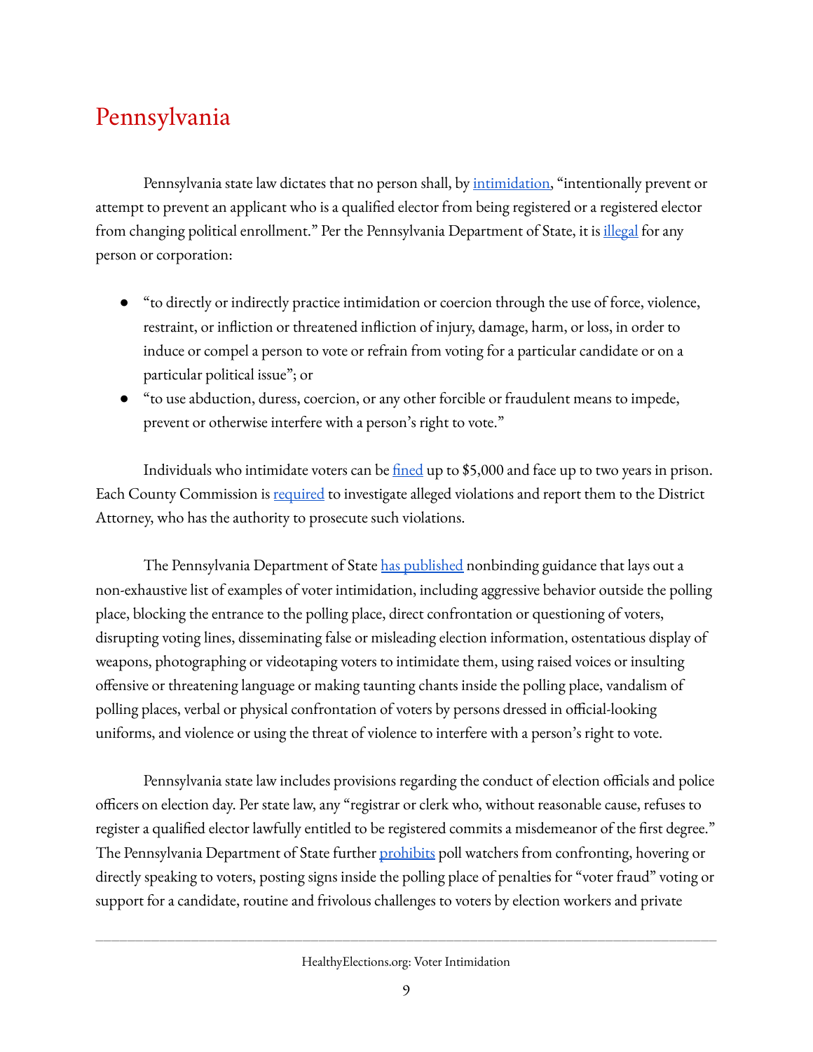## Pennsylvania

Pennsylvania state law dictates that no person shall, by intimidation, "intentionally prevent or attempt to prevent an applicant who is a qualified elector from being registered or a registered elector from changing political enrollment." Per the Pennsylvania Department of State, it is illegal for any person or corporation:

- "to directly or indirectly practice intimidation or coercion through the use of force, violence, restraint, or infliction or threatened infliction of injury, damage, harm, or loss, in order to induce or compel a person to vote or refrain from voting for a particular candidate or on a particular political issue"; or
- "to use abduction, duress, coercion, or any other forcible or fraudulent means to impede, prevent or otherwise interfere with a person's right to vote."

Individuals who intimidate voters can be fined up to $5,000 and face up to two years in prison. Each County Commission is required to investigate alleged violations and report them to the District Attorney, who has the authority to prosecute such violations.

The Pennsylvania Department of State has published nonbinding guidance that lays out a non-exhaustive list of examples of voter intimidation, including aggressive behavior outside the polling place, blocking the entrance to the polling place, direct confrontation or questioning of voters, disrupting voting lines, disseminating false or misleading election information, ostentatious display of weapons, photographing or videotaping voters to intimidate them, using raised voices or insulting offensive or threatening language or making taunting chants inside the polling place, vandalism of polling places, verbal or physical confrontation of voters by persons dressed in official-looking uniforms, and violence or using the threat of violence to interfere with a person's right to vote.

Pennsylvania state law includes provisions regarding the conduct of election officials and police officers on election day. Per state law, any "registrar or clerk who, without reasonable cause, refuses to register a qualified elector lawfully entitled to be registered commits a misdemeanor of the first degree." The Pennsylvania Department of State further prohibits poll watchers from confronting, hovering or directly speaking to voters, posting signs inside the polling place of penalties for "voter fraud" voting or support for a candidate, routine and frivolous challenges to voters by election workers and private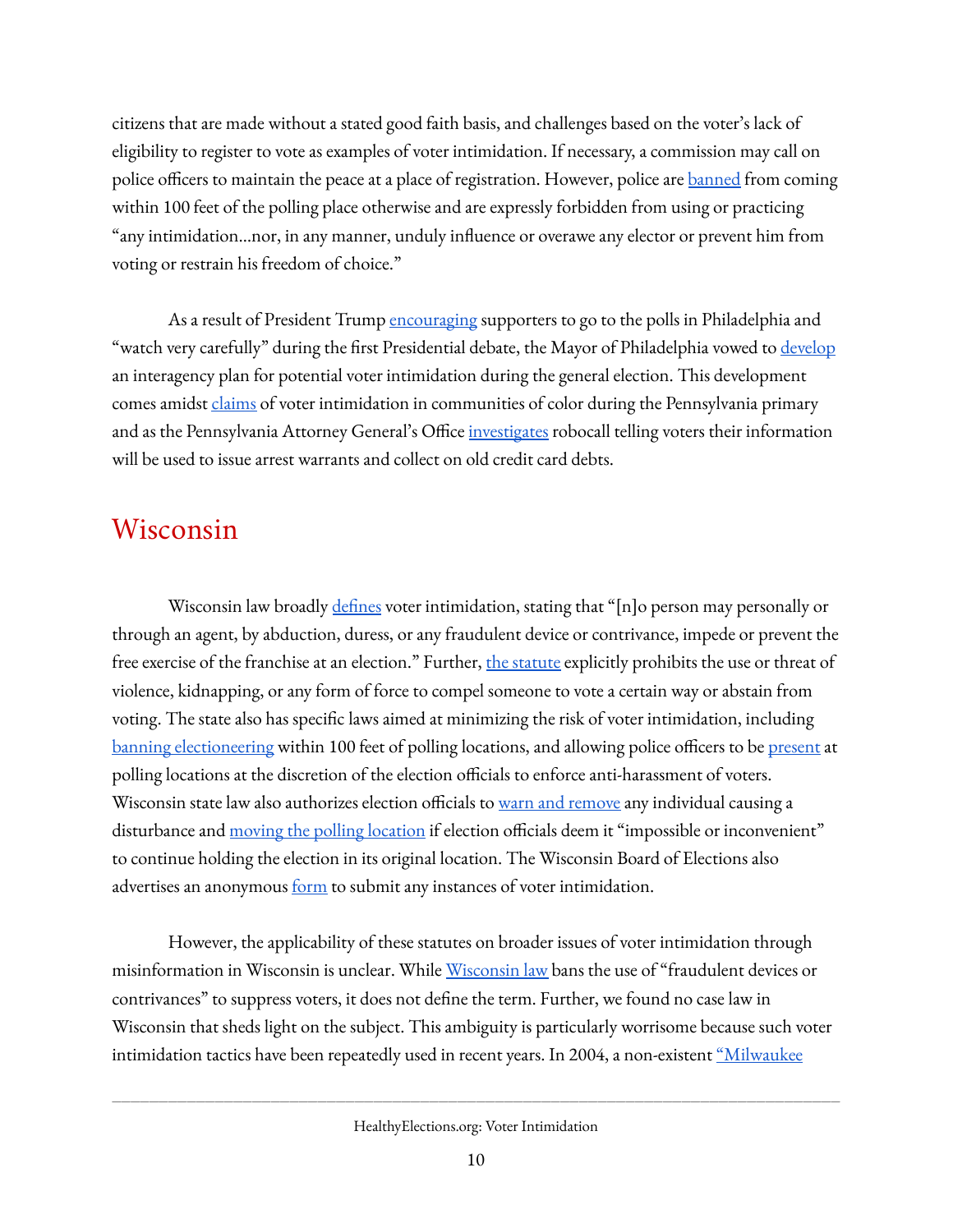citizens that are made without a stated good faith basis, and challenges based on the voter's lack of eligibility to register to vote as examples of voter intimidation. If necessary, a commission may call on police officers to maintain the peace at a place of registration. However, police are banned from coming within 100 feet of the polling place otherwise and are expressly forbidden from using or practicing "any intimidation…nor, in any manner, unduly influence or overawe any elector or prevent him from voting or restrain his freedom of choice."

As a result of President Trump encouraging supporters to go to the polls in Philadelphia and "watch very carefully" during the first Presidential debate, the Mayor of Philadelphia vowed to develop an interagency plan for potential voter intimidation during the general election. This development comes amidst claims of voter intimidation in communities of color during the Pennsylvania primary and as the Pennsylvania Attorney General's Office investigates robocall telling voters their information will be used to issue arrest warrants and collect on old credit card debts.

## Wisconsin

Wisconsin law broadly defines voter intimidation, stating that "[n]o person may personally or through an agent, by abduction, duress, or any fraudulent device or contrivance, impede or prevent the free exercise of the franchise at an election." Further, the statute explicitly prohibits the use or threat of violence, kidnapping, or any form of force to compel someone to vote a certain way or abstain from voting. The state also has specific laws aimed at minimizing the risk of voter intimidation, including banning electioneering within 100 feet of polling locations, and allowing police officers to be present at polling locations at the discretion of the election officials to enforce anti-harassment of voters. Wisconsin state law also authorizes election officials to warn and remove any individual causing a disturbance and moving the polling location if election officials deem it "impossible or inconvenient" to continue holding the election in its original location. The Wisconsin Board of Elections also advertises an anonymous form to submit any instances of voter intimidation.

However, the applicability of these statutes on broader issues of voter intimidation through misinformation in Wisconsin is unclear. While Wisconsin law bans the use of "fraudulent devices or contrivances" to suppress voters, it does not define the term. Further, we found no case law in Wisconsin that sheds light on the subject. This ambiguity is particularly worrisome because such voter intimidation tactics have been repeatedly used in recent years. In 2004, a non-existent "Milwaukee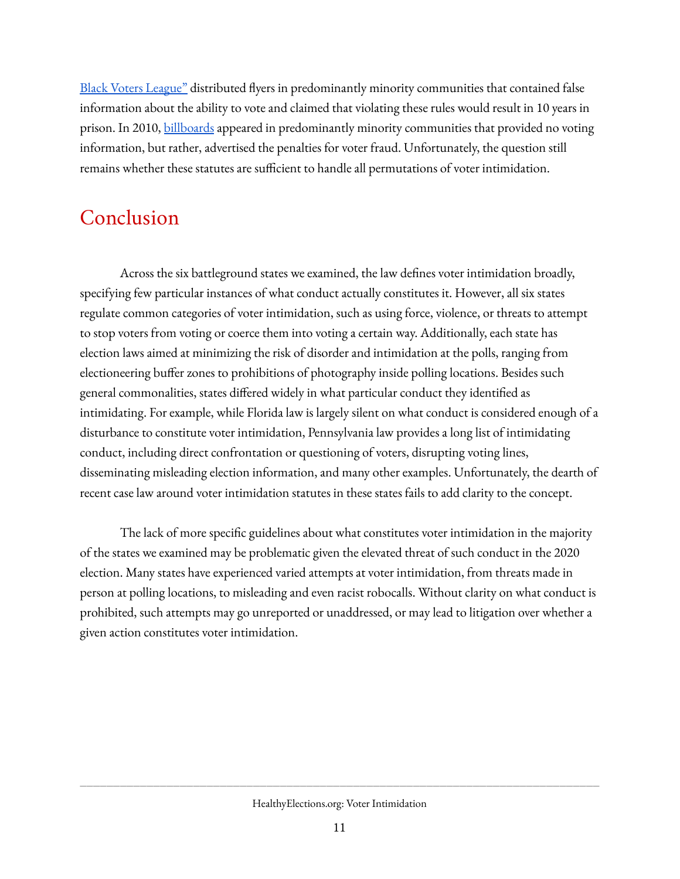Black Voters League" distributed flyers in predominantly minority communities that contained false information about the ability to vote and claimed that violating these rules would result in 10 years in prison. In 2010, billboards appeared in predominantly minority communities that provided no voting information, but rather, advertised the penalties for voter fraud. Unfortunately, the question still remains whether these statutes are sufficient to handle all permutations of voter intimidation.

## Conclusion

Across the six battleground states we examined, the law defines voter intimidation broadly, specifying few particular instances of what conduct actually constitutes it. However, all six states regulate common categories of voter intimidation, such as using force, violence, or threats to attempt to stop voters from voting or coerce them into voting a certain way. Additionally, each state has election laws aimed at minimizing the risk of disorder and intimidation at the polls, ranging from electioneering buffer zones to prohibitions of photography inside polling locations. Besides such general commonalities, states differed widely in what particular conduct they identified as intimidating. For example, while Florida law is largely silent on what conduct is considered enough of a disturbance to constitute voter intimidation, Pennsylvania law provides a long list of intimidating conduct, including direct confrontation or questioning of voters, disrupting voting lines, disseminating misleading election information, and many other examples. Unfortunately, the dearth of recent case law around voter intimidation statutes in these states fails to add clarity to the concept.

The lack of more specific guidelines about what constitutes voter intimidation in the majority of the states we examined may be problematic given the elevated threat of such conduct in the 2020 election. Many states have experienced varied attempts at voter intimidation, from threats made in person at polling locations, to misleading and even racist robocalls. Without clarity on what conduct is prohibited, such attempts may go unreported or unaddressed, or may lead to litigation over whether a given action constitutes voter intimidation.